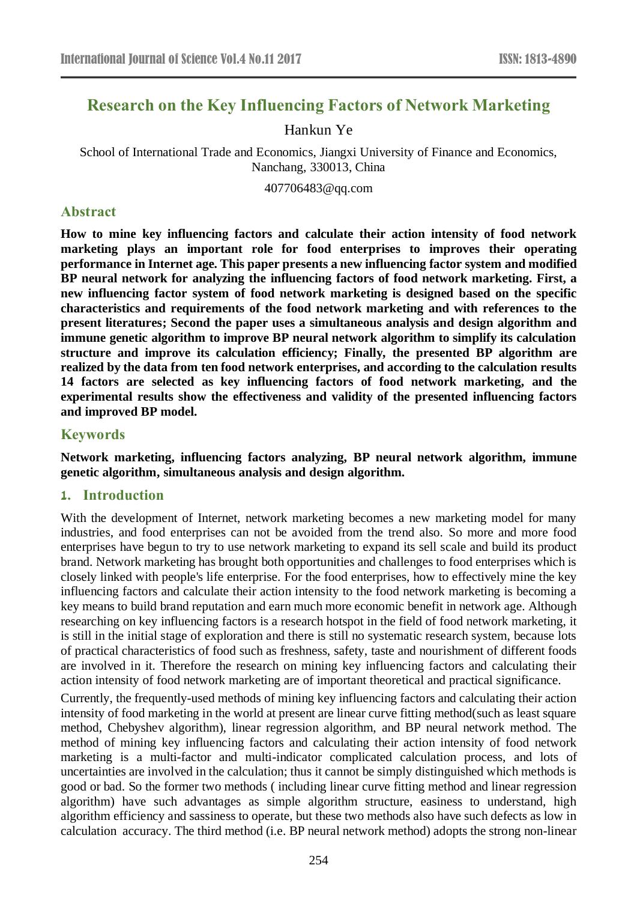# Research on the Key Influencing Factors of Network Marketing

Hankun Ye

School of International Trade and Economics, Jiangxi University of Finance and Economics, Nanchang, 330013, China

407706483@qq.com

## Abstract

**How to mine key influencing factors and calculate their action intensity of food network marketing plays an important role for food enterprises to improves their operating performance in Internet age. This paper presents a new influencing factor system and modified BP neural network for analyzing the influencing factors of food network marketing. First, a new influencing factor system of food network marketing is designed based on the specific characteristics and requirements of the food network marketing and with references to the present literatures; Second the paper uses a simultaneous analysis and design algorithm and immune genetic algorithm to improve BP neural network algorithm to simplify its calculation structure and improve its calculation efficiency; Finally, the presented BP algorithm are realized by the data from ten food network enterprises, and according to the calculation results 14 factors are selected as key influencing factors of food network marketing, and the experimental results show the effectiveness and validity of the presented influencing factors and improved BP model.**

## Keywords

**Network marketing, influencing factors analyzing, BP neural network algorithm, immune genetic algorithm, simultaneous analysis and design algorithm.**

## 1. Introduction

With the development of Internet, network marketing becomes a new marketing model for many industries, and food enterprises can not be avoided from the trend also. So more and more food enterprises have begun to try to use network marketing to expand its sell scale and build its product brand. Network marketing has brought both opportunities and challenges to food enterprises which is closely linked with people's life enterprise. For the food enterprises, how to effectively mine the key influencing factors and calculate their action intensity to the food network marketing is becoming a key means to build brand reputation and earn much more economic benefit in network age. Although researching on key influencing factors is a research hotspot in the field of food network marketing, it is still in the initial stage of exploration and there is still no systematic research system, because lots of practical characteristics of food such as freshness, safety, taste and nourishment of different foods are involved in it. Therefore the research on mining key influencing factors and calculating their action intensity of food network marketing are of important theoretical and practical significance.

Currently, the frequently-used methods of mining key influencing factors and calculating their action intensity of food marketing in the world at present are linear curve fitting method(such as least square method, Chebyshev algorithm), linear regression algorithm, and BP neural network method. The method of mining key influencing factors and calculating their action intensity of food network marketing is a multi-factor and multi-indicator complicated calculation process, and lots of uncertainties are involved in the calculation; thus it cannot be simply distinguished which methods is good or bad. So the former two methods ( including linear curve fitting method and linear regression algorithm) have such advantages as simple algorithm structure, easiness to understand, high algorithm efficiency and sassiness to operate, but these two methods also have such defects as low in calculation accuracy. The third method (i.e. BP neural network method) adopts the strong non-linear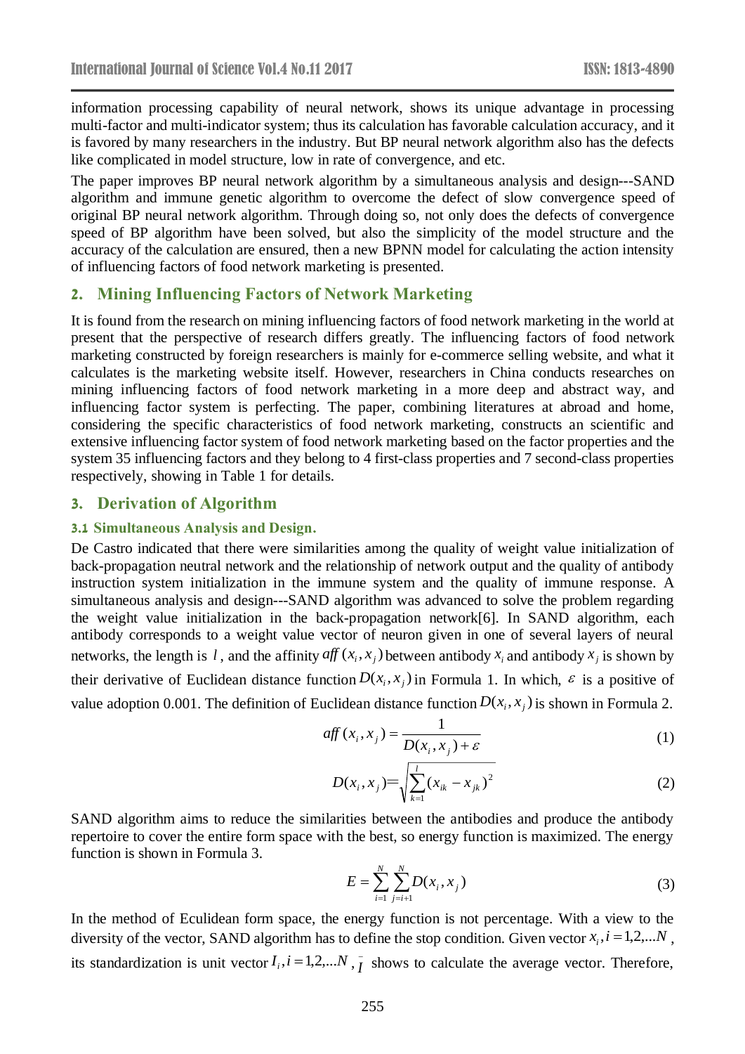information processing capability of neural network, shows its unique advantage in processing multi-factor and multi-indicator system; thus its calculation has favorable calculation accuracy, and it is favored by many researchers in the industry. But BP neural network algorithm also has the defects like complicated in model structure, low in rate of convergence, and etc.

The paper improves BP neural network algorithm by a simultaneous analysis and design---SAND algorithm and immune genetic algorithm to overcome the defect of slow convergence speed of original BP neural network algorithm. Through doing so, not only does the defects of convergence speed of BP algorithm have been solved, but also the simplicity of the model structure and the accuracy of the calculation are ensured, then a new BPNN model for calculating the action intensity of influencing factors of food network marketing is presented.

## 2. Mining Influencing Factors of Network Marketing

It is found from the research on mining influencing factors of food network marketing in the world at present that the perspective of research differs greatly. The influencing factors of food network marketing constructed by foreign researchers is mainly for e-commerce selling website, and what it calculates is the marketing website itself. However, researchers in China conducts researches on mining influencing factors of food network marketing in a more deep and abstract way, and influencing factor system is perfecting. The paper, combining literatures at abroad and home, considering the specific characteristics of food network marketing, constructs an scientific and extensive influencing factor system of food network marketing based on the factor properties and the system 35 influencing factors and they belong to 4 first-class properties and 7 second-class properties respectively, showing in Table 1 for details.

## 3. Derivation of Algorithm

### 3.1 Simultaneous Analysis and Design.

De Castro indicated that there were similarities among the quality of weight value initialization of back-propagation neutral network and the relationship of network output and the quality of antibody instruction system initialization in the immune system and the quality of immune response. A simultaneous analysis and design---SAND algorithm was advanced to solve the problem regarding the weight value initialization in the back-propagation network[6]. In SAND algorithm, each antibody corresponds to a weight value vector of neuron given in one of several layers of neural networks, the length is $l$, and the affinity $aff(x_i, x_j)$ between antibody $x_i$ and antibody $x_j$ is shown by their derivative of Euclidean distance function $D(x_i, x_j)$ in Formula 1. In which, $\varepsilon$ is a positive of value adoption 0.001. The definition of Euclidean distance function $D(x_i, x_j)$ is shown in Formula 2.

$$aff(x_i, x_j) = \frac{1}{D(x_i, x_j) + \varepsilon} \tag{1}$$

$$D(x_i, x_j) = \sqrt{\sum_{k=1}^{l} (x_{ik} - x_{jk})^2} \tag{2}$$

SAND algorithm aims to reduce the similarities between the antibodies and produce the antibody repertoire to cover the entire form space with the best, so energy function is maximized. The energy function is shown in Formula 3.

$$E = \sum_{i=1}^{N} \sum_{j=i+1}^{N} D(x_i, x_j) \tag{3}$$

In the method of Eculidean form space, the energy function is not percentage. With a view to the diversity of the vector, SAND algorithm has to define the stop condition. Given vector $x_i, i = 1,2,...N$, its standardization is unit vector $I_i, i = 1,2,...N$, $\bar{I}$ shows to calculate the average vector. Therefore,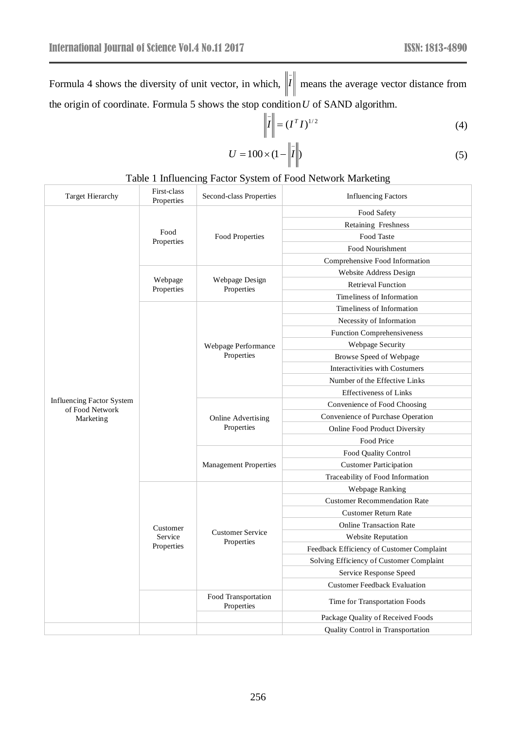Formula 4 shows the diversity of unit vector, in which, $\left\|\bar{I}\right\|$ means the average vector distance from the origin of coordinate. Formula 5 shows the stop condition $U$ of SAND algorithm.

$$\left\|\bar{I}\right\| = (I^T I)^{1/2} \tag{4}$$

$$U = 100 \times (1 - \left\|\bar{I}\right\|) \tag{5}$$

Table 1 Influencing Factor System of Food Network Marketing

| Target Hierarchy | First-class Properties | Second-class Properties | Influencing Factors |
|---|---|---|---|
| Influencing Factor System of Food Network Marketing | Food Properties | Food Properties | Food Safety |
| | | | Retaining Freshness |
| | | | Food Taste |
| | | | Food Nourishment |
| | | | Comprehensive Food Information |
| | Webpage Properties | Webpage Design Properties | Website Address Design |
| | | | Retrieval Function |
| | | | Timeliness of Information |
| | | Webpage Performance Properties | Timeliness of Information |
| | | | Necessity of Information |
| | | | Function Comprehensiveness |
| | | | Webpage Security |
| | | | Browse Speed of Webpage |
| | | | Interactivities with Costumers |
| | | | Number of the Effective Links |
| | | | Effectiveness of Links |
| | | Online Advertising Properties | Convenience of Food Choosing |
| | | | Convenience of Purchase Operation |
| | | | Online Food Product Diversity |
| | | | Food Price |
| | | Management Properties | Food Quality Control |
| | | | Customer Participation |
| | | | Traceability of Food Information |
| | Customer Service Properties | Customer Service Properties | Webpage Ranking |
| | | | Customer Recommendation Rate |
| | | | Customer Return Rate |
| | | | Online Transaction Rate |
| | | | Website Reputation |
| | | | Feedback Efficiency of Customer Complaint |
| | | | Solving Efficiency of Customer Complaint |
| | | | Service Response Speed |
| | | | Customer Feedback Evaluation |
| | | Food Transportation Properties | Time for Transportation Foods |
| | | | Package Quality of Received Foods |
| | | | Quality Control in Transportation |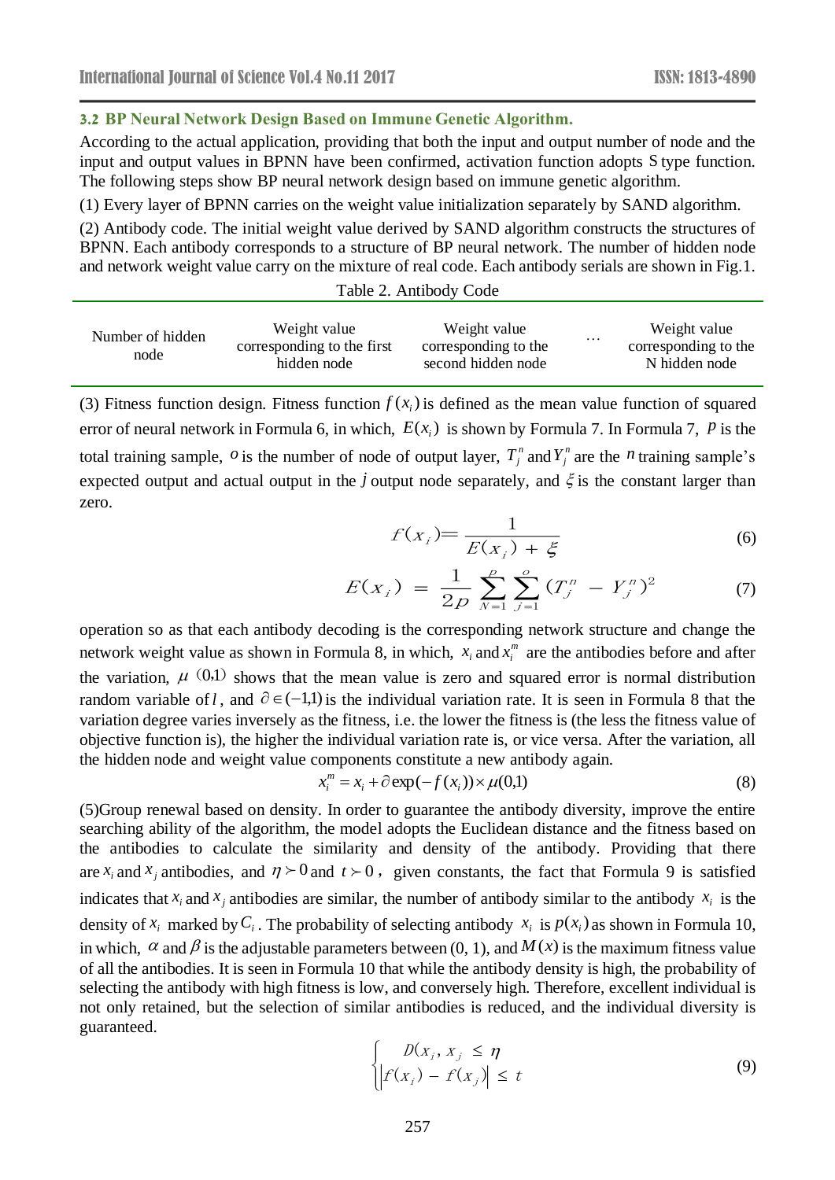### 3.2 BP Neural Network Design Based on Immune Genetic Algorithm.

According to the actual application, providing that both the input and output number of node and the input and output values in BPNN have been confirmed, activation function adopts S type function. The following steps show BP neural network design based on immune genetic algorithm.

(1) Every layer of BPNN carries on the weight value initialization separately by SAND algorithm.

(2) Antibody code. The initial weight value derived by SAND algorithm constructs the structures of BPNN. Each antibody corresponds to a structure of BP neural network. The number of hidden node and network weight value carry on the mixture of real code. Each antibody serials are shown in Fig.1.

Table 2. Antibody Code

| Number of hidden node | Weight value corresponding to the first hidden node | Weight value corresponding to the second hidden node | … | Weight value corresponding to the N hidden node |
|---|---|---|---|---|

(3) Fitness function design. Fitness function $f(x_i)$ is defined as the mean value function of squared error of neural network in Formula 6, in which, $E(x_i)$ is shown by Formula 7. In Formula 7, $p$ is the total training sample, $o$ is the number of node of output layer, $T_j^n$ and $Y_j^n$ are the $n$ training sample's expected output and actual output in the $j$ output node separately, and $\xi$ is the constant larger than zero.

$$f(x_i) = \frac{1}{E(x_i) + \xi} \tag{6}$$

$$E(x_i) = \frac{1}{2p} \sum_{N=1}^{p} \sum_{j=1}^{o} (T_j^n - Y_j^n)^2 \tag{7}$$

operation so as that each antibody decoding is the corresponding network structure and change the network weight value as shown in Formula 8, in which, $x_i$ and $x_i^m$ are the antibodies before and after the variation, $\mu$ (0,1) shows that the mean value is zero and squared error is normal distribution random variable of $l$, and $\partial \in (-1,1)$ is the individual variation rate. It is seen in Formula 8 that the variation degree varies inversely as the fitness, i.e. the lower the fitness is (the less the fitness value of objective function is), the higher the individual variation rate is, or vice versa. After the variation, all the hidden node and weight value components constitute a new antibody again.

$$x_i^m = x_i + \partial \exp(-f(x_i)) \times \mu(0,1) \tag{8}$$

(5)Group renewal based on density. In order to guarantee the antibody diversity, improve the entire searching ability of the algorithm, the model adopts the Euclidean distance and the fitness based on the antibodies to calculate the similarity and density of the antibody. Providing that there are $x_i$ and $x_j$ antibodies, and $\eta \succ 0$ and $t \succ 0$, given constants, the fact that Formula 9 is satisfied indicates that $x_i$ and $x_j$ antibodies are similar, the number of antibody similar to the antibody $x_i$ is the density of $x_i$ marked by $C_i$. The probability of selecting antibody $x_i$ is $p(x_i)$ as shown in Formula 10, in which, $\alpha$ and $\beta$ is the adjustable parameters between (0, 1), and $M(x)$ is the maximum fitness value of all the antibodies. It is seen in Formula 10 that while the antibody density is high, the probability of selecting the antibody with high fitness is low, and conversely high. Therefore, excellent individual is not only retained, but the selection of similar antibodies is reduced, and the individual diversity is guaranteed.

$$\begin{cases} D(x_i, x_j \leq \eta \\ \left| f(x_i) - f(x_j) \right| \leq t \end{cases} \tag{9}$$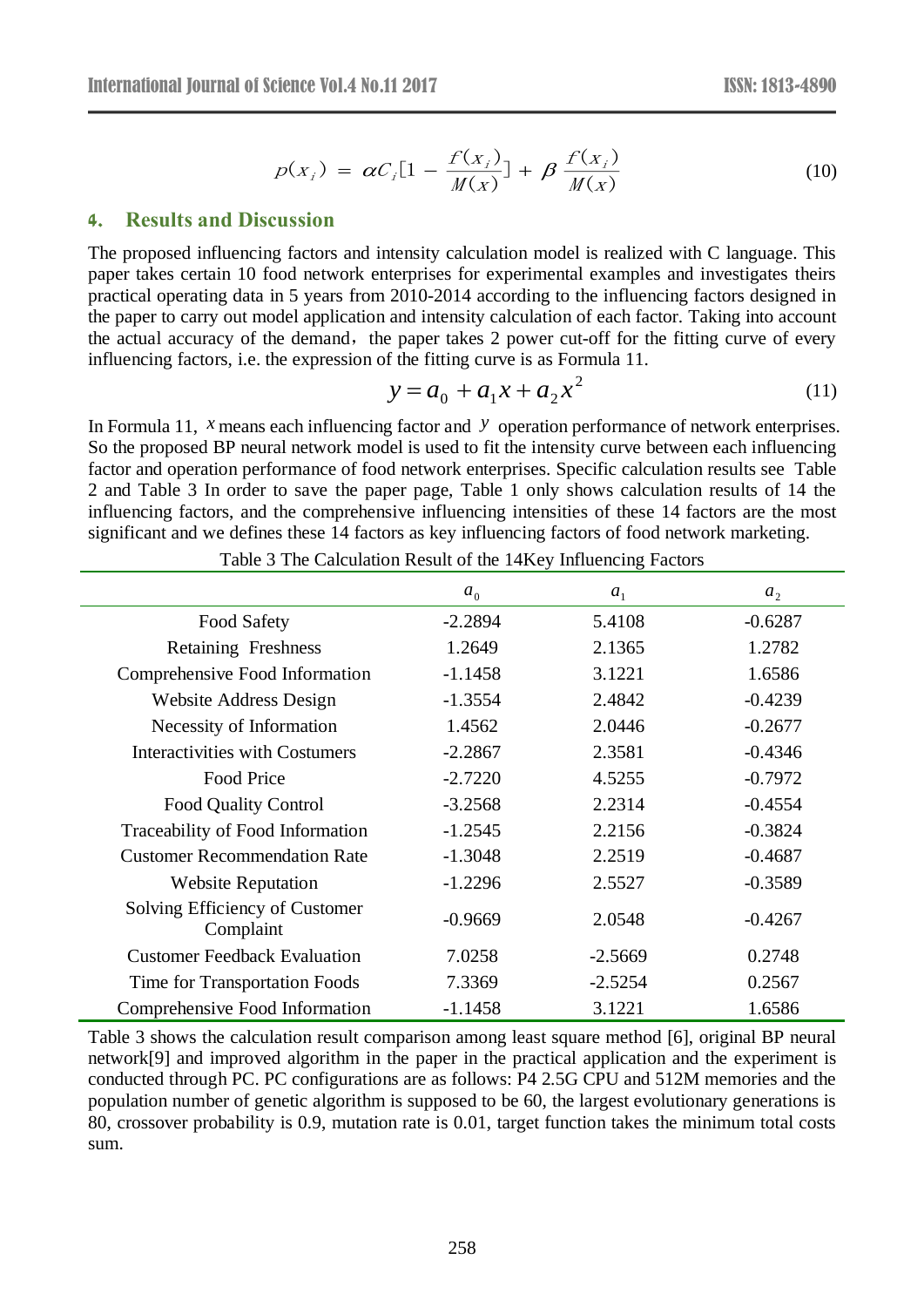$$p(x_i) = \alpha C_i [1 - \frac{f(x_i)}{M(x)}] + \beta \frac{f(x_i)}{M(x)} \tag{10}$$

## 4. Results and Discussion

The proposed influencing factors and intensity calculation model is realized with C language. This paper takes certain 10 food network enterprises for experimental examples and investigates theirs practical operating data in 5 years from 2010-2014 according to the influencing factors designed in the paper to carry out model application and intensity calculation of each factor. Taking into account the actual accuracy of the demand，the paper takes 2 power cut-off for the fitting curve of every influencing factors, i.e. the expression of the fitting curve is as Formula 11.

$$y = a_0 + a_1 x + a_2 x^2 \tag{11}$$

In Formula 11, $x$ means each influencing factor and $y$ operation performance of network enterprises. So the proposed BP neural network model is used to fit the intensity curve between each influencing factor and operation performance of food network enterprises. Specific calculation results see Table 2 and Table 3 In order to save the paper page, Table 1 only shows calculation results of 14 the influencing factors, and the comprehensive influencing intensities of these 14 factors are the most significant and we defines these 14 factors as key influencing factors of food network marketing.

Table 3 The Calculation Result of the 14Key Influencing Factors

| | $a_0$ | $a_1$ | $a_2$ |
|---|---|---|---|
| Food Safety | -2.2894 | 5.4108 | -0.6287 |
| Retaining Freshness | 1.2649 | 2.1365 | 1.2782 |
| Comprehensive Food Information | -1.1458 | 3.1221 | 1.6586 |
| Website Address Design | -1.3554 | 2.4842 | -0.4239 |
| Necessity of Information | 1.4562 | 2.0446 | -0.2677 |
| Interactivities with Costumers | -2.2867 | 2.3581 | -0.4346 |
| Food Price | -2.7220 | 4.5255 | -0.7972 |
| Food Quality Control | -3.2568 | 2.2314 | -0.4554 |
| Traceability of Food Information | -1.2545 | 2.2156 | -0.3824 |
| Customer Recommendation Rate | -1.3048 | 2.2519 | -0.4687 |
| Website Reputation | -1.2296 | 2.5527 | -0.3589 |
| Solving Efficiency of Customer Complaint | -0.9669 | 2.0548 | -0.4267 |
| Customer Feedback Evaluation | 7.0258 | -2.5669 | 0.2748 |
| Time for Transportation Foods | 7.3369 | -2.5254 | 0.2567 |
| Comprehensive Food Information | -1.1458 | 3.1221 | 1.6586 |

Table 3 shows the calculation result comparison among least square method [6], original BP neural network[9] and improved algorithm in the paper in the practical application and the experiment is conducted through PC. PC configurations are as follows: P4 2.5G CPU and 512M memories and the population number of genetic algorithm is supposed to be 60, the largest evolutionary generations is 80, crossover probability is 0.9, mutation rate is 0.01, target function takes the minimum total costs sum.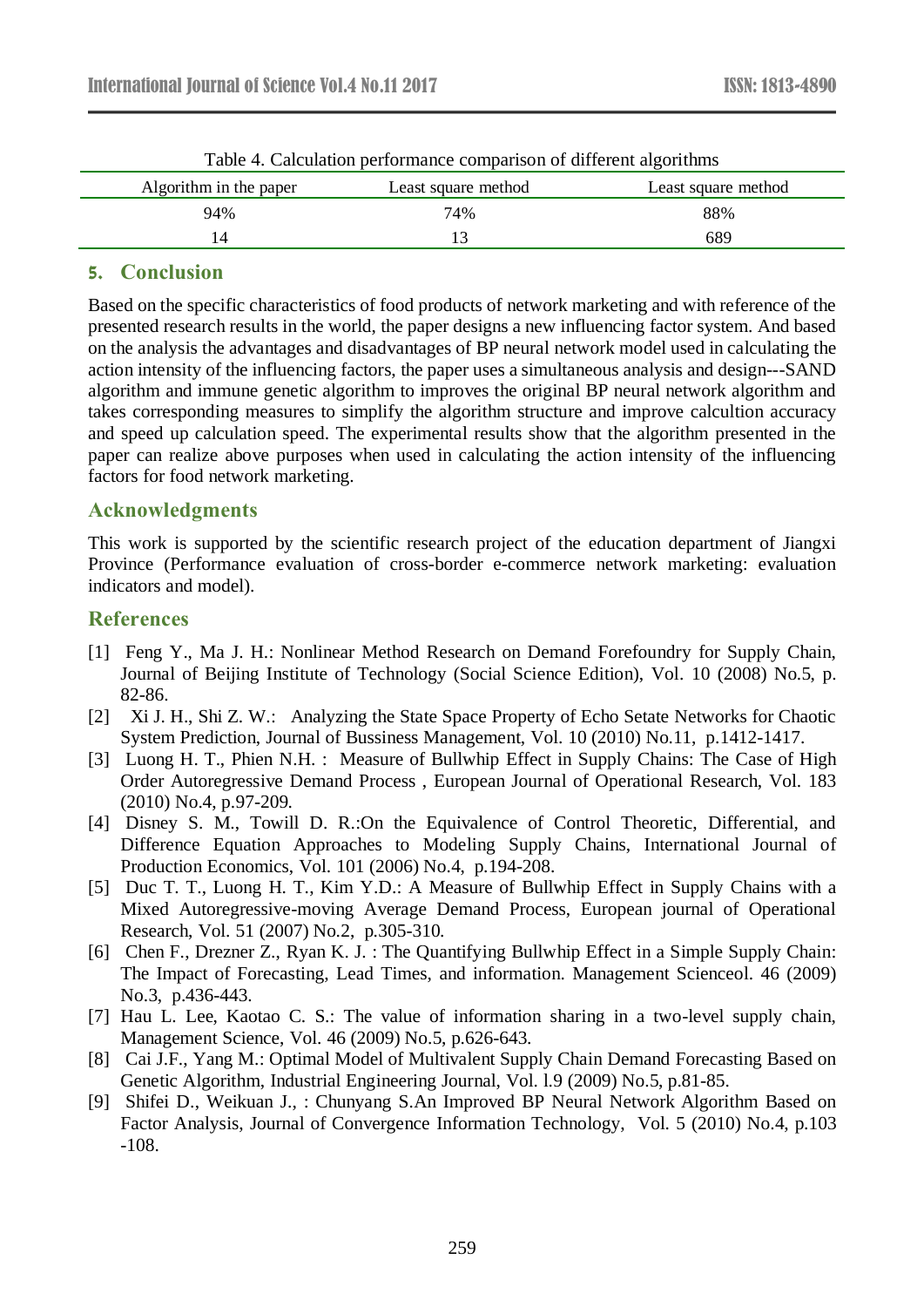Table 4. Calculation performance comparison of different algorithms

| Algorithm in the paper | Least square method | Least square method |
|---|---|---|
| 94% | 74% | 88% |
| 14 | 13 | 689 |

## 5. Conclusion

Based on the specific characteristics of food products of network marketing and with reference of the presented research results in the world, the paper designs a new influencing factor system. And based on the analysis the advantages and disadvantages of BP neural network model used in calculating the action intensity of the influencing factors, the paper uses a simultaneous analysis and design---SAND algorithm and immune genetic algorithm to improves the original BP neural network algorithm and takes corresponding measures to simplify the algorithm structure and improve calcultion accuracy and speed up calculation speed. The experimental results show that the algorithm presented in the paper can realize above purposes when used in calculating the action intensity of the influencing factors for food network marketing.

## Acknowledgments

This work is supported by the scientific research project of the education department of Jiangxi Province (Performance evaluation of cross-border e-commerce network marketing: evaluation indicators and model).

## References

[1] Feng Y., Ma J. H.: Nonlinear Method Research on Demand Forefoundry for Supply Chain, Journal of Beijing Institute of Technology (Social Science Edition), Vol. 10 (2008) No.5, p. 82-86.

[2] Xi J. H., Shi Z. W.: Analyzing the State Space Property of Echo Setate Networks for Chaotic System Prediction, Journal of Bussiness Management, Vol. 10 (2010) No.11, p.1412-1417.

[3] Luong H. T., Phien N.H. : Measure of Bullwhip Effect in Supply Chains: The Case of High Order Autoregressive Demand Process , European Journal of Operational Research, Vol. 183 (2010) No.4, p.97-209.

[4] Disney S. M., Towill D. R.:On the Equivalence of Control Theoretic, Differential, and Difference Equation Approaches to Modeling Supply Chains, International Journal of Production Economics, Vol. 101 (2006) No.4, p.194-208.

[5] Duc T. T., Luong H. T., Kim Y.D.: A Measure of Bullwhip Effect in Supply Chains with a Mixed Autoregressive-moving Average Demand Process, European journal of Operational Research, Vol. 51 (2007) No.2, p.305-310.

[6] Chen F., Drezner Z., Ryan K. J. : The Quantifying Bullwhip Effect in a Simple Supply Chain: The Impact of Forecasting, Lead Times, and information. Management Scienceol. 46 (2009) No.3, p.436-443.

[7] Hau L. Lee, Kaotao C. S.: The value of information sharing in a two-level supply chain, Management Science, Vol. 46 (2009) No.5, p.626-643.

[8] Cai J.F., Yang M.: Optimal Model of Multivalent Supply Chain Demand Forecasting Based on Genetic Algorithm, Industrial Engineering Journal, Vol. l.9 (2009) No.5, p.81-85.

[9] Shifei D., Weikuan J., : Chunyang S.An Improved BP Neural Network Algorithm Based on Factor Analysis, Journal of Convergence Information Technology, Vol. 5 (2010) No.4, p.103 -108.